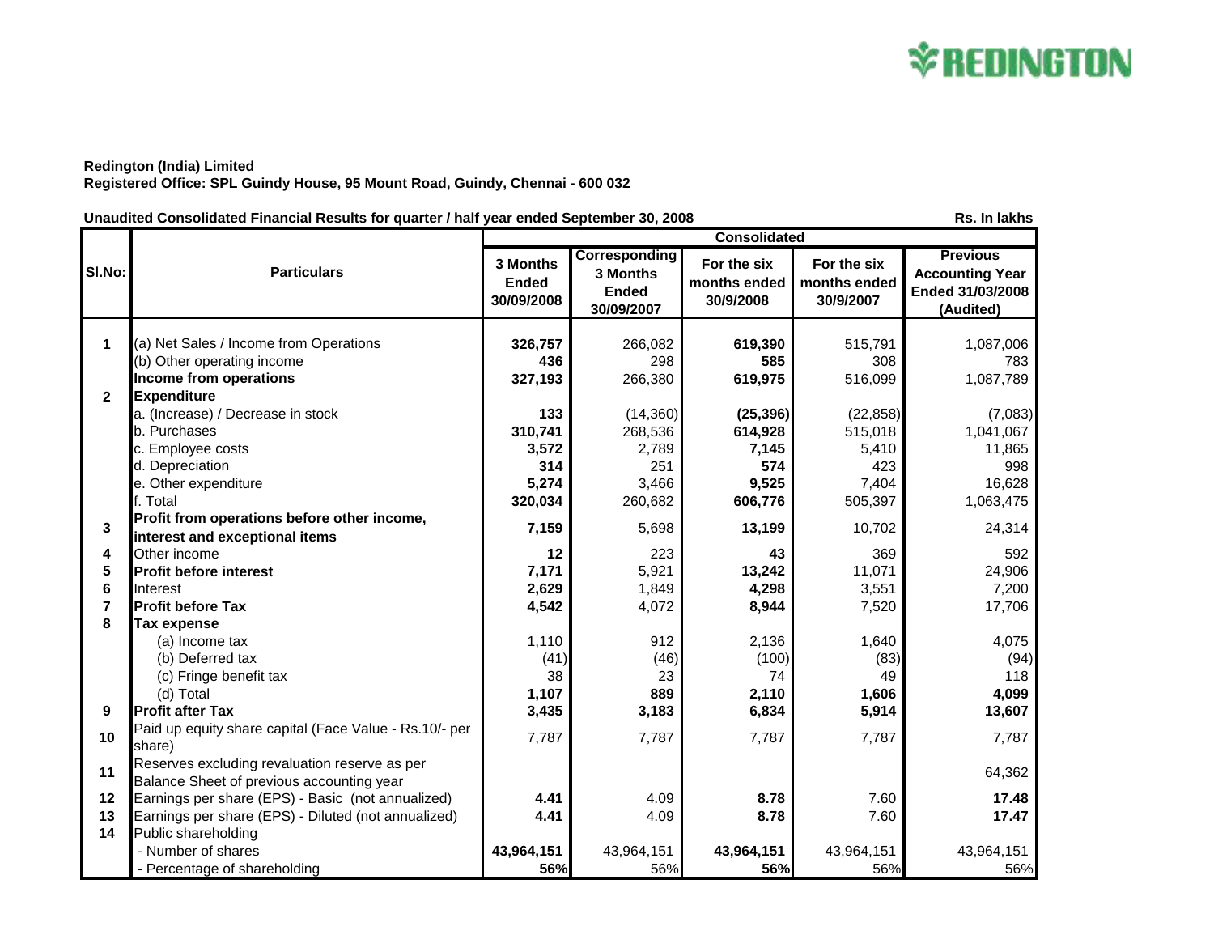REDINGTON

**Redington (India) Limited**
**Registered Office: SPL Guindy House, 95 Mount Road, Guindy, Chennai - 600 032**

**Unaudited Consolidated Financial Results for quarter / half year ended September 30, 2008** — **Rs. In lakhs**

| Sl.No: | Particulars | Consolidated | | | | |
|---|---|---|---|---|---|---|
| | | 3 Months Ended 30/09/2008 | Corresponding 3 Months Ended 30/09/2007 | For the six months ended 30/9/2008 | For the six months ended 30/9/2007 | Previous Accounting Year Ended 31/03/2008 (Audited) |
| 1 | (a) Net Sales / Income from Operations | **326,757** | 266,082 | **619,390** | 515,791 | 1,087,006 |
| | (b) Other operating income | **436** | 298 | **585** | 308 | 783 |
| | **Income from operations** | **327,193** | 266,380 | **619,975** | 516,099 | 1,087,789 |
| 2 | **Expenditure** | | | | | |
| | a. (Increase) / Decrease in stock | **133** | (14,360) | **(25,396)** | (22,858) | (7,083) |
| | b. Purchases | **310,741** | 268,536 | **614,928** | 515,018 | 1,041,067 |
| | c. Employee costs | **3,572** | 2,789 | **7,145** | 5,410 | 11,865 |
| | d. Depreciation | **314** | 251 | **574** | 423 | 998 |
| | e. Other expenditure | **5,274** | 3,466 | **9,525** | 7,404 | 16,628 |
| | f. Total | **320,034** | 260,682 | **606,776** | 505,397 | 1,063,475 |
| 3 | **Profit from operations before other income, interest and exceptional items** | **7,159** | 5,698 | **13,199** | 10,702 | 24,314 |
| 4 | Other income | **12** | 223 | **43** | 369 | 592 |
| 5 | **Profit before interest** | **7,171** | 5,921 | **13,242** | 11,071 | 24,906 |
| 6 | Interest | **2,629** | 1,849 | **4,298** | 3,551 | 7,200 |
| 7 | **Profit before Tax** | **4,542** | 4,072 | **8,944** | 7,520 | 17,706 |
| 8 | **Tax expense** | | | | | |
| | (a) Income tax | 1,110 | 912 | 2,136 | 1,640 | 4,075 |
| | (b) Deferred tax | (41) | (46) | (100) | (83) | (94) |
| | (c) Fringe benefit tax | 38 | 23 | 74 | 49 | 118 |
| | (d) Total | **1,107** | **889** | **2,110** | **1,606** | **4,099** |
| 9 | **Profit after Tax** | **3,435** | **3,183** | **6,834** | **5,914** | **13,607** |
| 10 | Paid up equity share capital (Face Value - Rs.10/- per share) | 7,787 | 7,787 | 7,787 | 7,787 | 7,787 |
| 11 | Reserves excluding revaluation reserve as per Balance Sheet of previous accounting year | | | | | 64,362 |
| 12 | Earnings per share (EPS) - Basic (not annualized) | **4.41** | 4.09 | **8.78** | 7.60 | **17.48** |
| 13 | Earnings per share (EPS) - Diluted (not annualized) | **4.41** | 4.09 | **8.78** | 7.60 | **17.47** |
| 14 | Public shareholding | | | | | |
| | - Number of shares | **43,964,151** | 43,964,151 | **43,964,151** | 43,964,151 | 43,964,151 |
| | - Percentage of shareholding | **56%** | 56% | **56%** | 56% | 56% |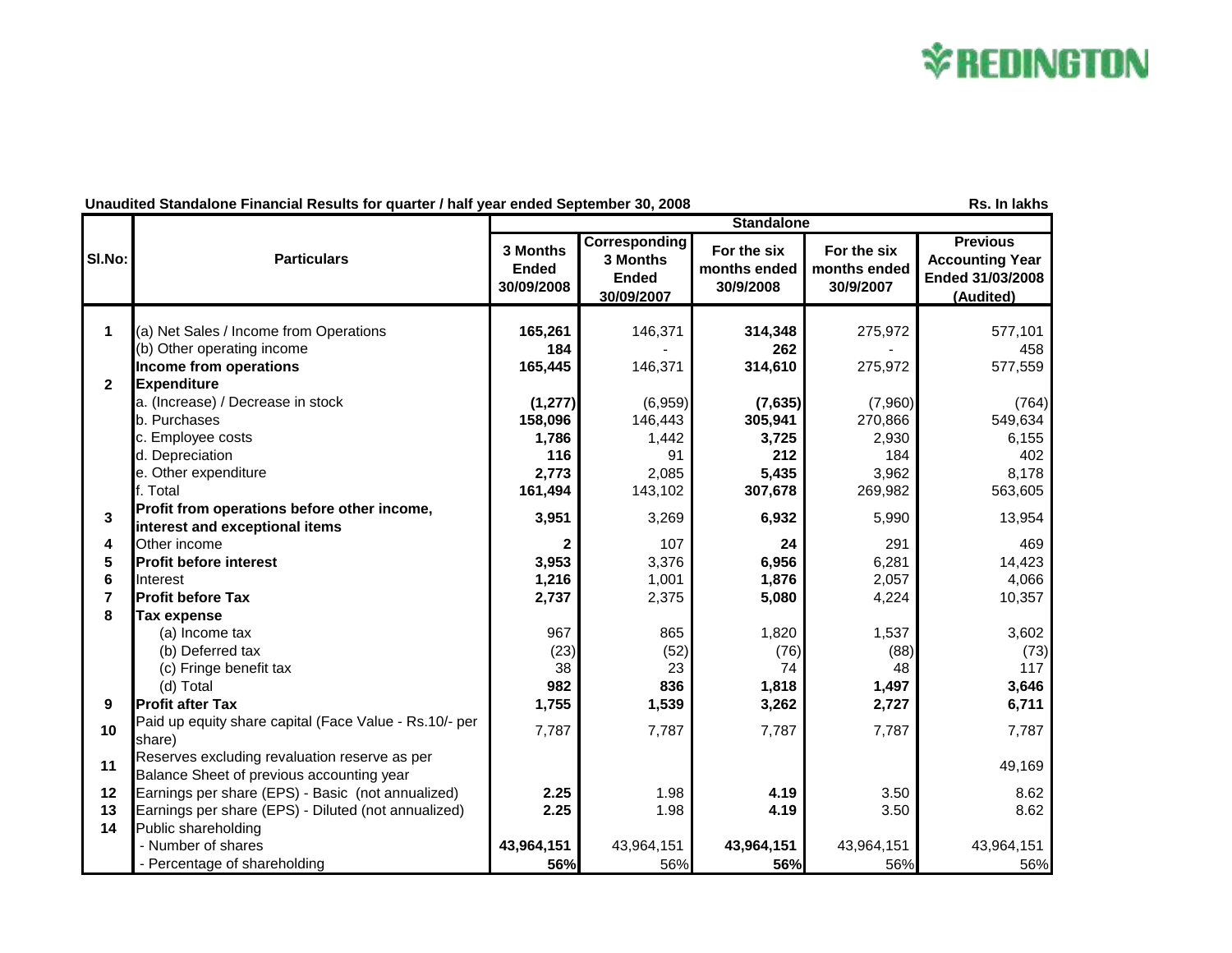REDINGTON

**Unaudited Standalone Financial Results for quarter / half year ended September 30, 2008**

Rs. In lakhs

| Sl.No: | Particulars | Standalone | | | | |
|---|---|---|---|---|---|---|
| | | 3 Months Ended 30/09/2008 | Corresponding 3 Months Ended 30/09/2007 | For the six months ended 30/9/2008 | For the six months ended 30/9/2007 | Previous Accounting Year Ended 31/03/2008 (Audited) |
| 1 | (a) Net Sales / Income from Operations | **165,261** | 146,371 | **314,348** | 275,972 | 577,101 |
| | (b) Other operating income | **184** | - | **262** | - | 458 |
| | **Income from operations** | **165,445** | 146,371 | **314,610** | 275,972 | 577,559 |
| 2 | **Expenditure** | | | | | |
| | a. (Increase) / Decrease in stock | **(1,277)** | (6,959) | **(7,635)** | (7,960) | (764) |
| | b. Purchases | **158,096** | 146,443 | **305,941** | 270,866 | 549,634 |
| | c. Employee costs | **1,786** | 1,442 | **3,725** | 2,930 | 6,155 |
| | d. Depreciation | **116** | 91 | **212** | 184 | 402 |
| | e. Other expenditure | **2,773** | 2,085 | **5,435** | 3,962 | 8,178 |
| | f. Total | **161,494** | 143,102 | **307,678** | 269,982 | 563,605 |
| 3 | **Profit from operations before other income, interest and exceptional items** | **3,951** | 3,269 | **6,932** | 5,990 | 13,954 |
| 4 | Other income | **2** | 107 | **24** | 291 | 469 |
| 5 | **Profit before interest** | **3,953** | 3,376 | **6,956** | 6,281 | 14,423 |
| 6 | Interest | **1,216** | 1,001 | **1,876** | 2,057 | 4,066 |
| 7 | **Profit before Tax** | **2,737** | 2,375 | **5,080** | 4,224 | 10,357 |
| 8 | **Tax expense** | | | | | |
| | (a) Income tax | 967 | 865 | 1,820 | 1,537 | 3,602 |
| | (b) Deferred tax | (23) | (52) | (76) | (88) | (73) |
| | (c) Fringe benefit tax | 38 | 23 | 74 | 48 | 117 |
| | (d) Total | **982** | **836** | **1,818** | **1,497** | **3,646** |
| 9 | **Profit after Tax** | **1,755** | **1,539** | **3,262** | **2,727** | **6,711** |
| 10 | Paid up equity share capital (Face Value - Rs.10/- per share) | 7,787 | 7,787 | 7,787 | 7,787 | 7,787 |
| 11 | Reserves excluding revaluation reserve as per Balance Sheet of previous accounting year | | | | | 49,169 |
| 12 | Earnings per share (EPS) - Basic (not annualized) | **2.25** | 1.98 | **4.19** | 3.50 | 8.62 |
| 13 | Earnings per share (EPS) - Diluted (not annualized) | **2.25** | 1.98 | **4.19** | 3.50 | 8.62 |
| 14 | Public shareholding | | | | | |
| | - Number of shares | **43,964,151** | 43,964,151 | **43,964,151** | 43,964,151 | 43,964,151 |
| | - Percentage of shareholding | **56%** | 56% | **56%** | 56% | 56% |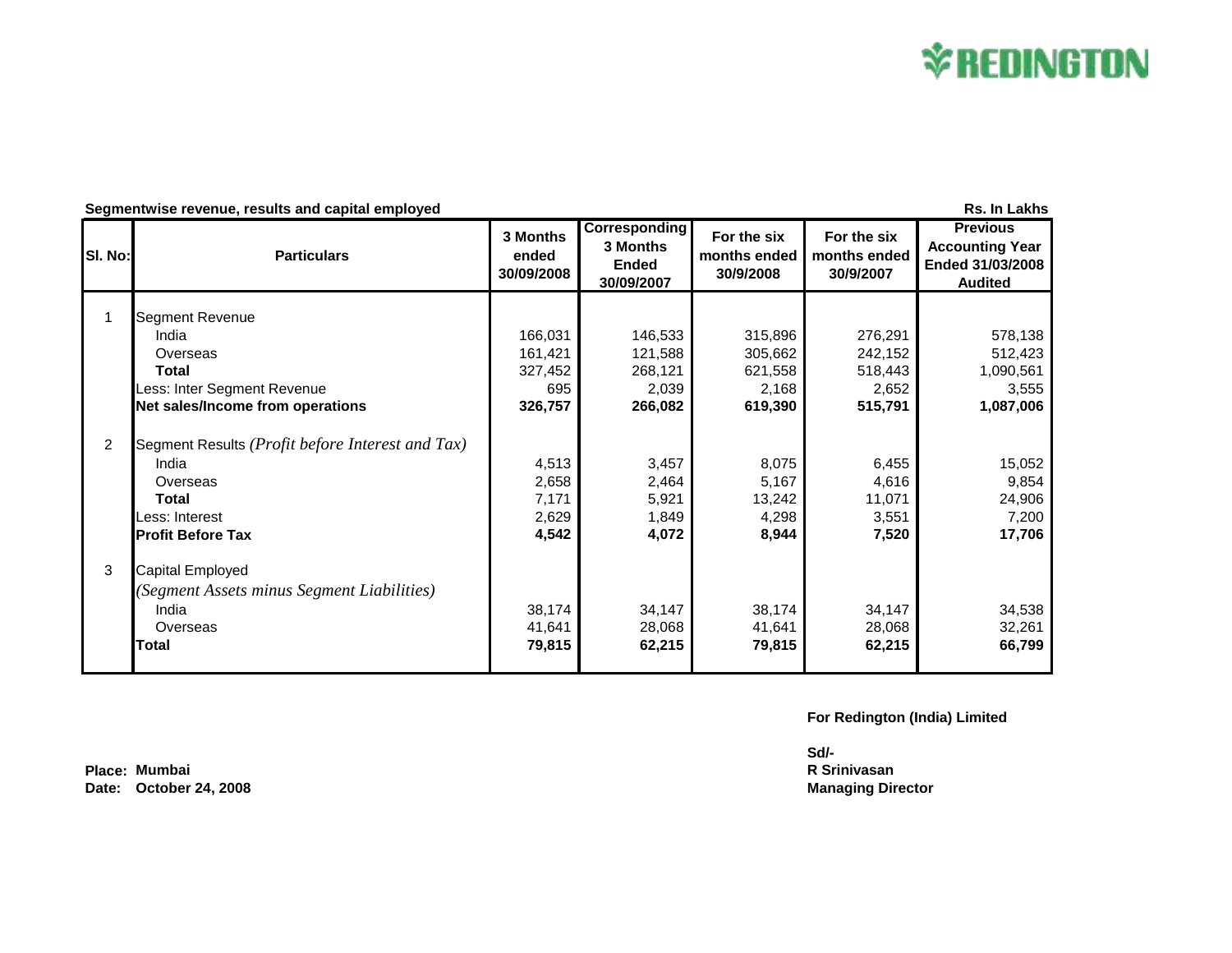**REDINGTON**

**Segmentwise revenue, results and capital employed** **Rs. In Lakhs**

| Sl. No: | Particulars | 3 Months ended 30/09/2008 | Corresponding 3 Months Ended 30/09/2007 | For the six months ended 30/9/2008 | For the six months ended 30/9/2007 | Previous Accounting Year Ended 31/03/2008 Audited |
|---|---|---|---|---|---|---|
| 1 | Segment Revenue | | | | | |
| | India | 166,031 | 146,533 | 315,896 | 276,291 | 578,138 |
| | Overseas | 161,421 | 121,588 | 305,662 | 242,152 | 512,423 |
| | **Total** | 327,452 | 268,121 | 621,558 | 518,443 | 1,090,561 |
| | Less: Inter Segment Revenue | 695 | 2,039 | 2,168 | 2,652 | 3,555 |
| | **Net sales/Income from operations** | **326,757** | **266,082** | **619,390** | **515,791** | **1,087,006** |
| 2 | Segment Results *(Profit before Interest and Tax)* | | | | | |
| | India | 4,513 | 3,457 | 8,075 | 6,455 | 15,052 |
| | Overseas | 2,658 | 2,464 | 5,167 | 4,616 | 9,854 |
| | **Total** | 7,171 | 5,921 | 13,242 | 11,071 | 24,906 |
| | Less: Interest | 2,629 | 1,849 | 4,298 | 3,551 | 7,200 |
| | **Profit Before Tax** | **4,542** | **4,072** | **8,944** | **7,520** | **17,706** |
| 3 | Capital Employed *(Segment Assets minus Segment Liabilities)* | | | | | |
| | India | 38,174 | 34,147 | 38,174 | 34,147 | 34,538 |
| | Overseas | 41,641 | 28,068 | 41,641 | 28,068 | 32,261 |
| | **Total** | **79,815** | **62,215** | **79,815** | **62,215** | **66,799** |

**For Redington (India) Limited**

**Sd/-**
**R Srinivasan**
**Managing Director**

**Place: Mumbai**
**Date: October 24, 2008**